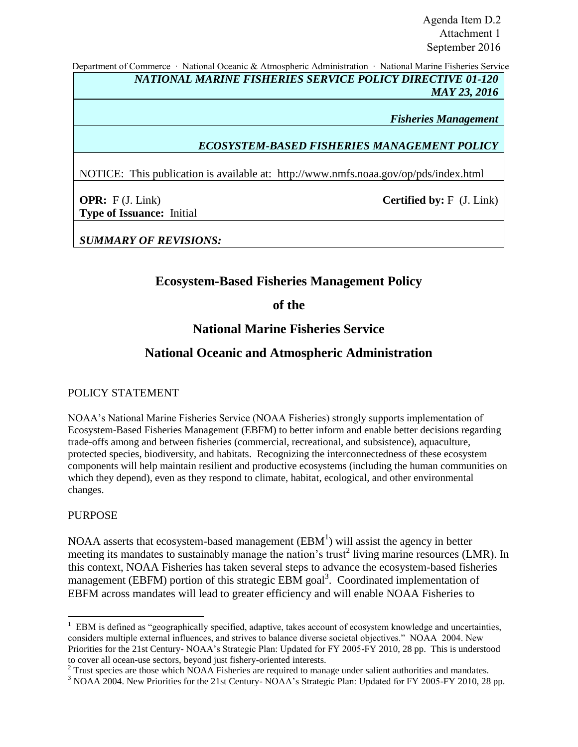Agenda Item D.2
Attachment 1
September 2016

Department of Commerce · National Oceanic & Atmospheric Administration · National Marine Fisheries Service

***NATIONAL MARINE FISHERIES SERVICE POLICY DIRECTIVE 01-120***
***MAY 23, 2016***

***Fisheries Management***

***ECOSYSTEM-BASED FISHERIES MANAGEMENT POLICY***

NOTICE: This publication is available at: http://www.nmfs.noaa.gov/op/pds/index.html

**OPR:** F (J. Link) **Certified by:** F (J. Link)
**Type of Issuance:** Initial

***SUMMARY OF REVISIONS:***

# Ecosystem-Based Fisheries Management Policy

# of the

# National Marine Fisheries Service

# National Oceanic and Atmospheric Administration

## POLICY STATEMENT

NOAA's National Marine Fisheries Service (NOAA Fisheries) strongly supports implementation of Ecosystem-Based Fisheries Management (EBFM) to better inform and enable better decisions regarding trade-offs among and between fisheries (commercial, recreational, and subsistence), aquaculture, protected species, biodiversity, and habitats. Recognizing the interconnectedness of these ecosystem components will help maintain resilient and productive ecosystems (including the human communities on which they depend), even as they respond to climate, habitat, ecological, and other environmental changes.

## PURPOSE

NOAA asserts that ecosystem-based management (EBM[1]) will assist the agency in better meeting its mandates to sustainably manage the nation's trust[2] living marine resources (LMR). In this context, NOAA Fisheries has taken several steps to advance the ecosystem-based fisheries management (EBFM) portion of this strategic EBM goal[3]. Coordinated implementation of EBFM across mandates will lead to greater efficiency and will enable NOAA Fisheries to

[1] EBM is defined as "geographically specified, adaptive, takes account of ecosystem knowledge and uncertainties, considers multiple external influences, and strives to balance diverse societal objectives." NOAA 2004. New Priorities for the 21st Century- NOAA's Strategic Plan: Updated for FY 2005-FY 2010, 28 pp. This is understood to cover all ocean-use sectors, beyond just fishery-oriented interests.

[2] Trust species are those which NOAA Fisheries are required to manage under salient authorities and mandates.

[3] NOAA 2004. New Priorities for the 21st Century- NOAA's Strategic Plan: Updated for FY 2005-FY 2010, 28 pp.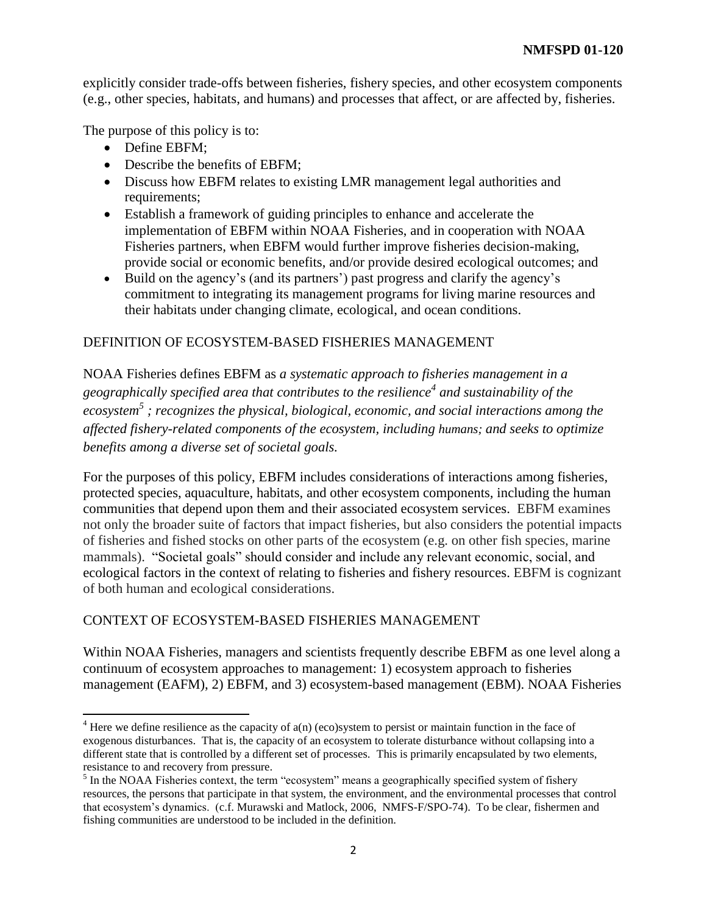explicitly consider trade-offs between fisheries, fishery species, and other ecosystem components (e.g., other species, habitats, and humans) and processes that affect, or are affected by, fisheries.

The purpose of this policy is to:

- Define EBFM;
- Describe the benefits of EBFM;
- Discuss how EBFM relates to existing LMR management legal authorities and requirements;
- Establish a framework of guiding principles to enhance and accelerate the implementation of EBFM within NOAA Fisheries, and in cooperation with NOAA Fisheries partners, when EBFM would further improve fisheries decision-making, provide social or economic benefits, and/or provide desired ecological outcomes; and
- Build on the agency's (and its partners') past progress and clarify the agency's commitment to integrating its management programs for living marine resources and their habitats under changing climate, ecological, and ocean conditions.

## DEFINITION OF ECOSYSTEM-BASED FISHERIES MANAGEMENT

NOAA Fisheries defines EBFM as *a systematic approach to fisheries management in a geographically specified area that contributes to the resilience[4] and sustainability of the ecosystem[5]; recognizes the physical, biological, economic, and social interactions among the affected fishery-related components of the ecosystem, including humans; and seeks to optimize benefits among a diverse set of societal goals.*

For the purposes of this policy, EBFM includes considerations of interactions among fisheries, protected species, aquaculture, habitats, and other ecosystem components, including the human communities that depend upon them and their associated ecosystem services. EBFM examines not only the broader suite of factors that impact fisheries, but also considers the potential impacts of fisheries and fished stocks on other parts of the ecosystem (e.g. on other fish species, marine mammals). "Societal goals" should consider and include any relevant economic, social, and ecological factors in the context of relating to fisheries and fishery resources. EBFM is cognizant of both human and ecological considerations.

## CONTEXT OF ECOSYSTEM-BASED FISHERIES MANAGEMENT

Within NOAA Fisheries, managers and scientists frequently describe EBFM as one level along a continuum of ecosystem approaches to management: 1) ecosystem approach to fisheries management (EAFM), 2) EBFM, and 3) ecosystem-based management (EBM). NOAA Fisheries

---

[4] Here we define resilience as the capacity of a(n) (eco)system to persist or maintain function in the face of exogenous disturbances. That is, the capacity of an ecosystem to tolerate disturbance without collapsing into a different state that is controlled by a different set of processes. This is primarily encapsulated by two elements, resistance to and recovery from pressure.

[5] In the NOAA Fisheries context, the term "ecosystem" means a geographically specified system of fishery resources, the persons that participate in that system, the environment, and the environmental processes that control that ecosystem's dynamics. (c.f. Murawski and Matlock, 2006, NMFS-F/SPO-74). To be clear, fishermen and fishing communities are understood to be included in the definition.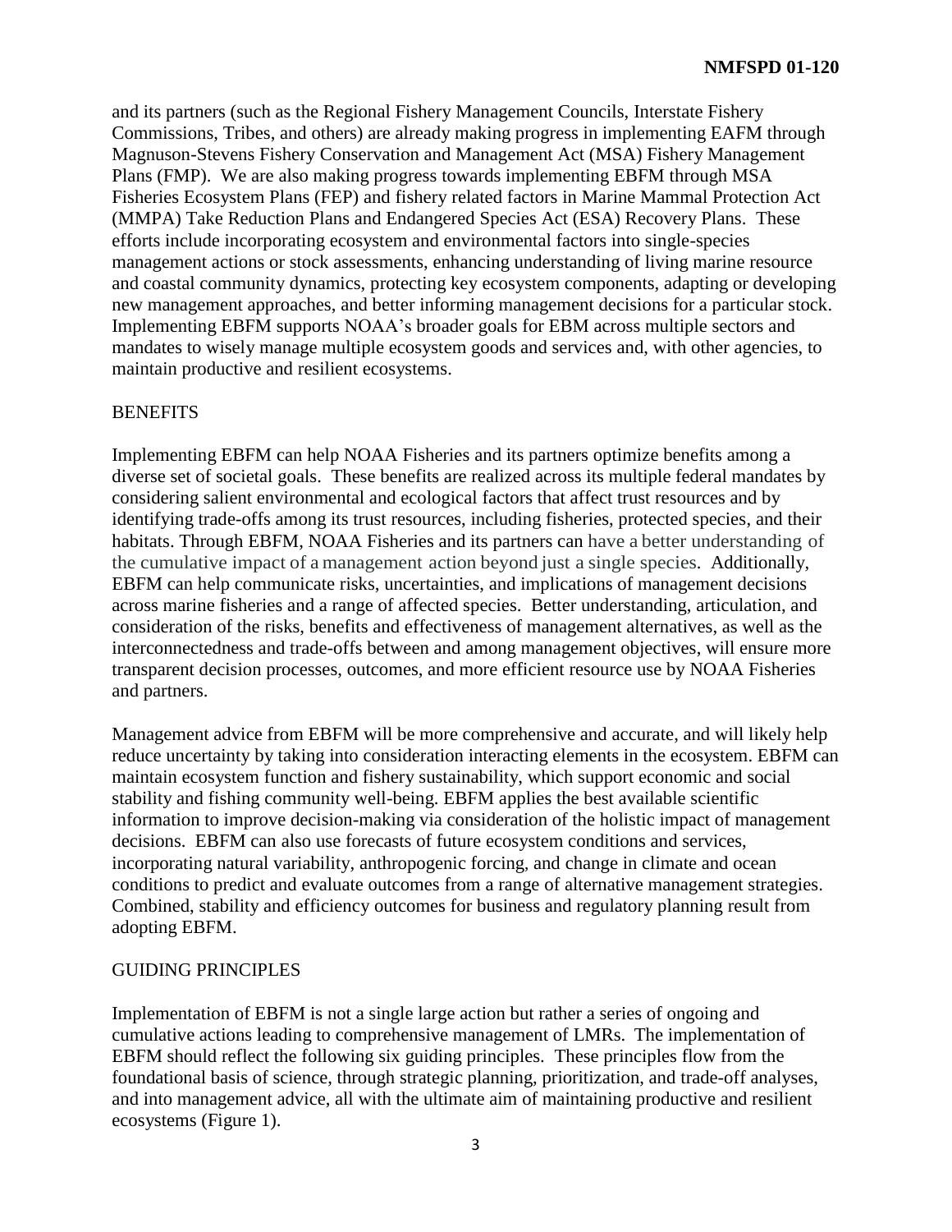and its partners (such as the Regional Fishery Management Councils, Interstate Fishery Commissions, Tribes, and others) are already making progress in implementing EAFM through Magnuson-Stevens Fishery Conservation and Management Act (MSA) Fishery Management Plans (FMP). We are also making progress towards implementing EBFM through MSA Fisheries Ecosystem Plans (FEP) and fishery related factors in Marine Mammal Protection Act (MMPA) Take Reduction Plans and Endangered Species Act (ESA) Recovery Plans. These efforts include incorporating ecosystem and environmental factors into single-species management actions or stock assessments, enhancing understanding of living marine resource and coastal community dynamics, protecting key ecosystem components, adapting or developing new management approaches, and better informing management decisions for a particular stock. Implementing EBFM supports NOAA's broader goals for EBM across multiple sectors and mandates to wisely manage multiple ecosystem goods and services and, with other agencies, to maintain productive and resilient ecosystems.

## BENEFITS

Implementing EBFM can help NOAA Fisheries and its partners optimize benefits among a diverse set of societal goals. These benefits are realized across its multiple federal mandates by considering salient environmental and ecological factors that affect trust resources and by identifying trade-offs among its trust resources, including fisheries, protected species, and their habitats. Through EBFM, NOAA Fisheries and its partners can have a better understanding of the cumulative impact of a management action beyond just a single species. Additionally, EBFM can help communicate risks, uncertainties, and implications of management decisions across marine fisheries and a range of affected species. Better understanding, articulation, and consideration of the risks, benefits and effectiveness of management alternatives, as well as the interconnectedness and trade-offs between and among management objectives, will ensure more transparent decision processes, outcomes, and more efficient resource use by NOAA Fisheries and partners.

Management advice from EBFM will be more comprehensive and accurate, and will likely help reduce uncertainty by taking into consideration interacting elements in the ecosystem. EBFM can maintain ecosystem function and fishery sustainability, which support economic and social stability and fishing community well-being. EBFM applies the best available scientific information to improve decision-making via consideration of the holistic impact of management decisions. EBFM can also use forecasts of future ecosystem conditions and services, incorporating natural variability, anthropogenic forcing, and change in climate and ocean conditions to predict and evaluate outcomes from a range of alternative management strategies. Combined, stability and efficiency outcomes for business and regulatory planning result from adopting EBFM.

## GUIDING PRINCIPLES

Implementation of EBFM is not a single large action but rather a series of ongoing and cumulative actions leading to comprehensive management of LMRs. The implementation of EBFM should reflect the following six guiding principles. These principles flow from the foundational basis of science, through strategic planning, prioritization, and trade-off analyses, and into management advice, all with the ultimate aim of maintaining productive and resilient ecosystems (Figure 1).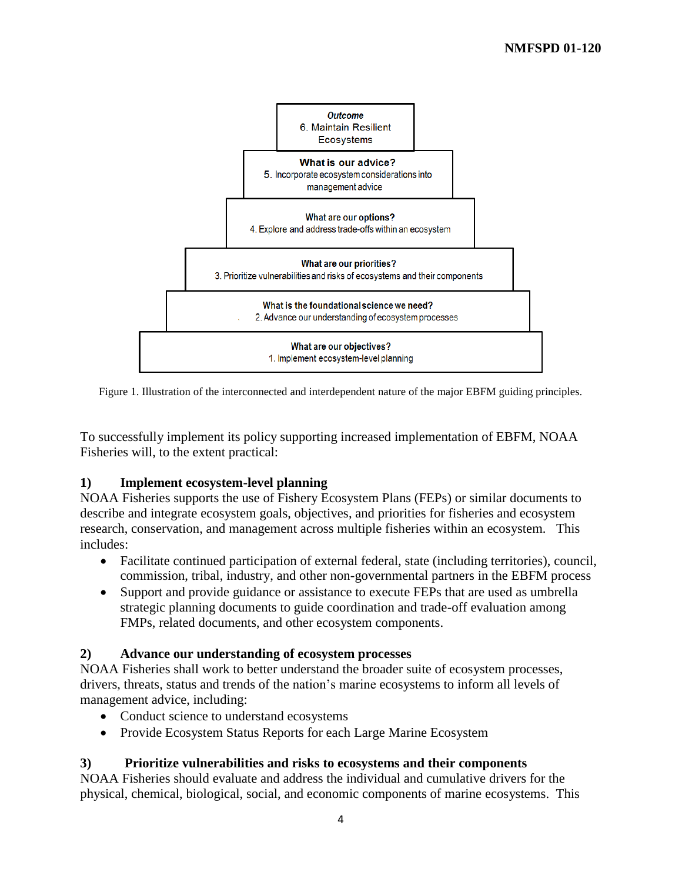*Outcome*
6. Maintain Resilient Ecosystems

**What is our advice?**
5. Incorporate ecosystem considerations into management advice

**What are our options?**
4. Explore and address trade-offs within an ecosystem

**What are our priorities?**
3. Prioritize vulnerabilities and risks of ecosystems and their components

**What is the foundational science we need?**
2. Advance our understanding of ecosystem processes

**What are our objectives?**
1. Implement ecosystem-level planning

Figure 1. Illustration of the interconnected and interdependent nature of the major EBFM guiding principles.

To successfully implement its policy supporting increased implementation of EBFM, NOAA Fisheries will, to the extent practical:

**1) Implement ecosystem-level planning**

NOAA Fisheries supports the use of Fishery Ecosystem Plans (FEPs) or similar documents to describe and integrate ecosystem goals, objectives, and priorities for fisheries and ecosystem research, conservation, and management across multiple fisheries within an ecosystem. This includes:

- Facilitate continued participation of external federal, state (including territories), council, commission, tribal, industry, and other non-governmental partners in the EBFM process
- Support and provide guidance or assistance to execute FEPs that are used as umbrella strategic planning documents to guide coordination and trade-off evaluation among FMPs, related documents, and other ecosystem components.

**2) Advance our understanding of ecosystem processes**

NOAA Fisheries shall work to better understand the broader suite of ecosystem processes, drivers, threats, status and trends of the nation's marine ecosystems to inform all levels of management advice, including:

- Conduct science to understand ecosystems
- Provide Ecosystem Status Reports for each Large Marine Ecosystem

**3) Prioritize vulnerabilities and risks to ecosystems and their components**

NOAA Fisheries should evaluate and address the individual and cumulative drivers for the physical, chemical, biological, social, and economic components of marine ecosystems. This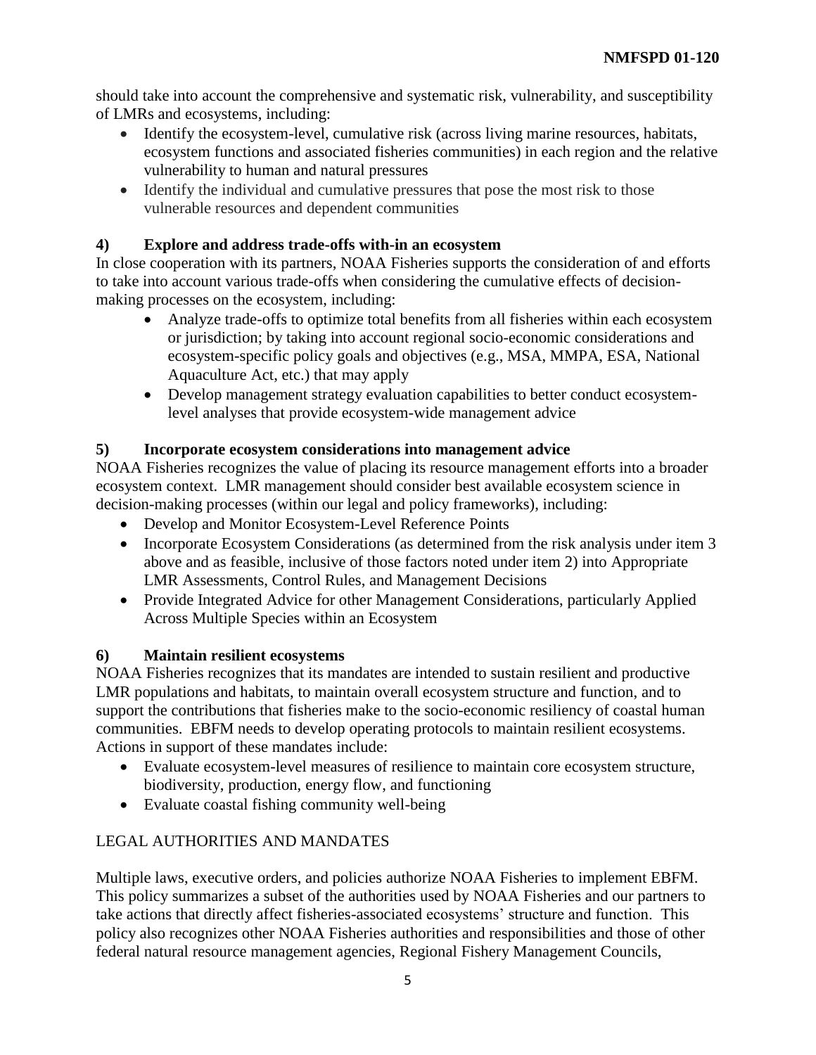should take into account the comprehensive and systematic risk, vulnerability, and susceptibility of LMRs and ecosystems, including:

- Identify the ecosystem-level, cumulative risk (across living marine resources, habitats, ecosystem functions and associated fisheries communities) in each region and the relative vulnerability to human and natural pressures
- Identify the individual and cumulative pressures that pose the most risk to those vulnerable resources and dependent communities

### 4) Explore and address trade-offs with-in an ecosystem

In close cooperation with its partners, NOAA Fisheries supports the consideration of and efforts to take into account various trade-offs when considering the cumulative effects of decision-making processes on the ecosystem, including:

- Analyze trade-offs to optimize total benefits from all fisheries within each ecosystem or jurisdiction; by taking into account regional socio-economic considerations and ecosystem-specific policy goals and objectives (e.g., MSA, MMPA, ESA, National Aquaculture Act, etc.) that may apply
- Develop management strategy evaluation capabilities to better conduct ecosystem-level analyses that provide ecosystem-wide management advice

### 5) Incorporate ecosystem considerations into management advice

NOAA Fisheries recognizes the value of placing its resource management efforts into a broader ecosystem context. LMR management should consider best available ecosystem science in decision-making processes (within our legal and policy frameworks), including:

- Develop and Monitor Ecosystem-Level Reference Points
- Incorporate Ecosystem Considerations (as determined from the risk analysis under item 3 above and as feasible, inclusive of those factors noted under item 2) into Appropriate LMR Assessments, Control Rules, and Management Decisions
- Provide Integrated Advice for other Management Considerations, particularly Applied Across Multiple Species within an Ecosystem

### 6) Maintain resilient ecosystems

NOAA Fisheries recognizes that its mandates are intended to sustain resilient and productive LMR populations and habitats, to maintain overall ecosystem structure and function, and to support the contributions that fisheries make to the socio-economic resiliency of coastal human communities. EBFM needs to develop operating protocols to maintain resilient ecosystems. Actions in support of these mandates include:

- Evaluate ecosystem-level measures of resilience to maintain core ecosystem structure, biodiversity, production, energy flow, and functioning
- Evaluate coastal fishing community well-being

## LEGAL AUTHORITIES AND MANDATES

Multiple laws, executive orders, and policies authorize NOAA Fisheries to implement EBFM. This policy summarizes a subset of the authorities used by NOAA Fisheries and our partners to take actions that directly affect fisheries-associated ecosystems' structure and function. This policy also recognizes other NOAA Fisheries authorities and responsibilities and those of other federal natural resource management agencies, Regional Fishery Management Councils,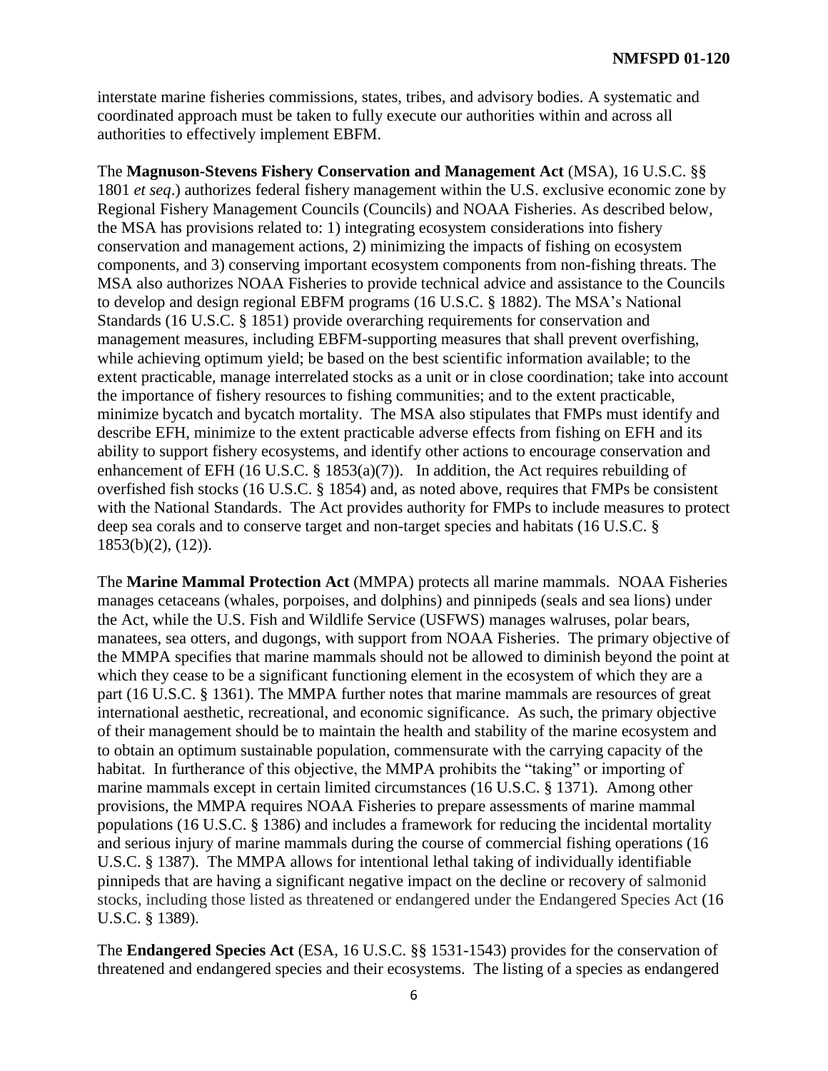interstate marine fisheries commissions, states, tribes, and advisory bodies. A systematic and coordinated approach must be taken to fully execute our authorities within and across all authorities to effectively implement EBFM.

The **Magnuson-Stevens Fishery Conservation and Management Act** (MSA), 16 U.S.C. §§ 1801 *et seq*.) authorizes federal fishery management within the U.S. exclusive economic zone by Regional Fishery Management Councils (Councils) and NOAA Fisheries. As described below, the MSA has provisions related to: 1) integrating ecosystem considerations into fishery conservation and management actions, 2) minimizing the impacts of fishing on ecosystem components, and 3) conserving important ecosystem components from non-fishing threats. The MSA also authorizes NOAA Fisheries to provide technical advice and assistance to the Councils to develop and design regional EBFM programs (16 U.S.C. § 1882). The MSA's National Standards (16 U.S.C. § 1851) provide overarching requirements for conservation and management measures, including EBFM-supporting measures that shall prevent overfishing, while achieving optimum yield; be based on the best scientific information available; to the extent practicable, manage interrelated stocks as a unit or in close coordination; take into account the importance of fishery resources to fishing communities; and to the extent practicable, minimize bycatch and bycatch mortality. The MSA also stipulates that FMPs must identify and describe EFH, minimize to the extent practicable adverse effects from fishing on EFH and its ability to support fishery ecosystems, and identify other actions to encourage conservation and enhancement of EFH (16 U.S.C. § 1853(a)(7)). In addition, the Act requires rebuilding of overfished fish stocks (16 U.S.C. § 1854) and, as noted above, requires that FMPs be consistent with the National Standards. The Act provides authority for FMPs to include measures to protect deep sea corals and to conserve target and non-target species and habitats (16 U.S.C. § 1853(b)(2), (12)).

The **Marine Mammal Protection Act** (MMPA) protects all marine mammals. NOAA Fisheries manages cetaceans (whales, porpoises, and dolphins) and pinnipeds (seals and sea lions) under the Act, while the U.S. Fish and Wildlife Service (USFWS) manages walruses, polar bears, manatees, sea otters, and dugongs, with support from NOAA Fisheries. The primary objective of the MMPA specifies that marine mammals should not be allowed to diminish beyond the point at which they cease to be a significant functioning element in the ecosystem of which they are a part (16 U.S.C. § 1361). The MMPA further notes that marine mammals are resources of great international aesthetic, recreational, and economic significance. As such, the primary objective of their management should be to maintain the health and stability of the marine ecosystem and to obtain an optimum sustainable population, commensurate with the carrying capacity of the habitat. In furtherance of this objective, the MMPA prohibits the "taking" or importing of marine mammals except in certain limited circumstances (16 U.S.C. § 1371). Among other provisions, the MMPA requires NOAA Fisheries to prepare assessments of marine mammal populations (16 U.S.C. § 1386) and includes a framework for reducing the incidental mortality and serious injury of marine mammals during the course of commercial fishing operations (16 U.S.C. § 1387). The MMPA allows for intentional lethal taking of individually identifiable pinnipeds that are having a significant negative impact on the decline or recovery of salmonid stocks, including those listed as threatened or endangered under the Endangered Species Act (16 U.S.C. § 1389).

The **Endangered Species Act** (ESA, 16 U.S.C. §§ 1531-1543) provides for the conservation of threatened and endangered species and their ecosystems. The listing of a species as endangered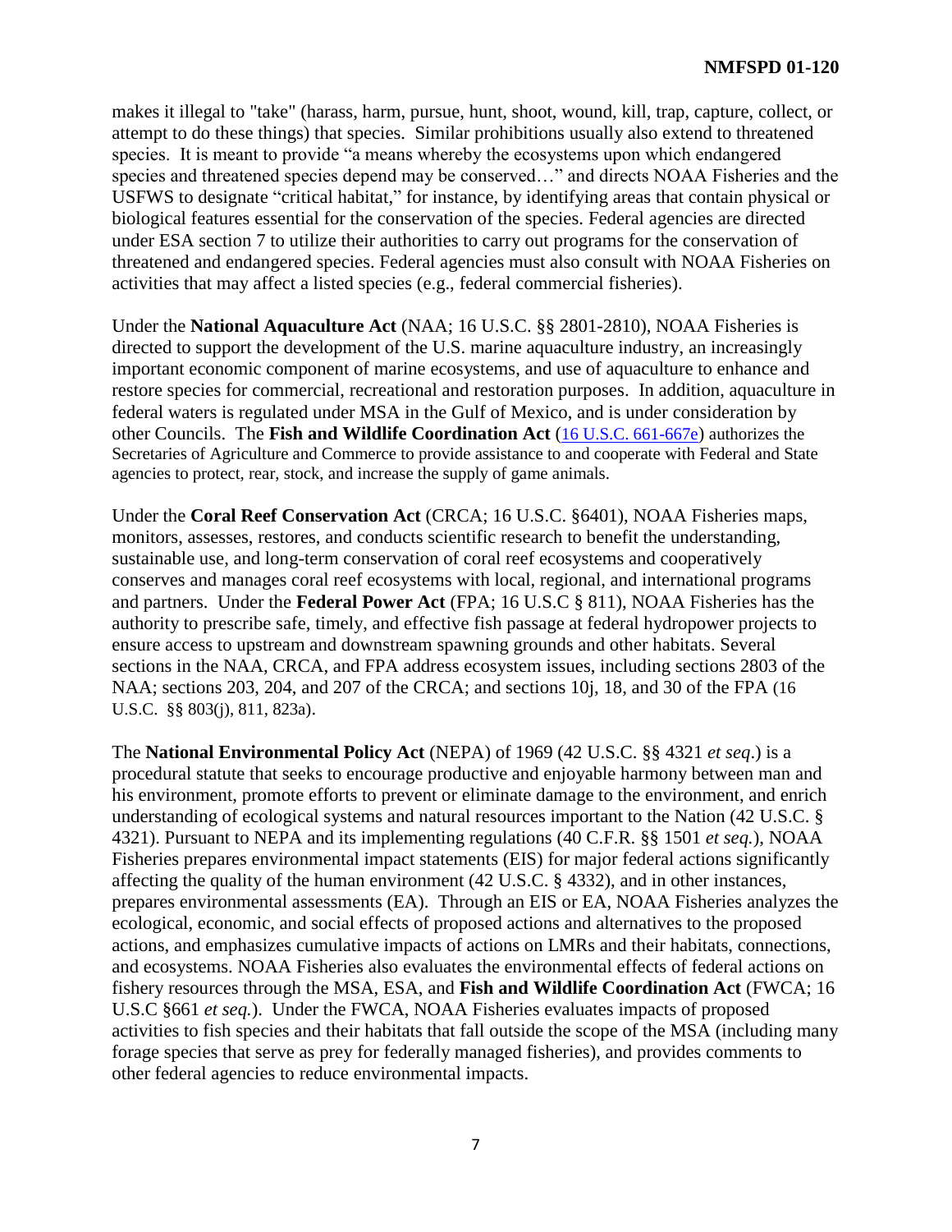makes it illegal to "take" (harass, harm, pursue, hunt, shoot, wound, kill, trap, capture, collect, or attempt to do these things) that species. Similar prohibitions usually also extend to threatened species. It is meant to provide "a means whereby the ecosystems upon which endangered species and threatened species depend may be conserved…" and directs NOAA Fisheries and the USFWS to designate "critical habitat," for instance, by identifying areas that contain physical or biological features essential for the conservation of the species. Federal agencies are directed under ESA section 7 to utilize their authorities to carry out programs for the conservation of threatened and endangered species. Federal agencies must also consult with NOAA Fisheries on activities that may affect a listed species (e.g., federal commercial fisheries).

Under the **National Aquaculture Act** (NAA; 16 U.S.C. §§ 2801-2810), NOAA Fisheries is directed to support the development of the U.S. marine aquaculture industry, an increasingly important economic component of marine ecosystems, and use of aquaculture to enhance and restore species for commercial, recreational and restoration purposes. In addition, aquaculture in federal waters is regulated under MSA in the Gulf of Mexico, and is under consideration by other Councils. The **Fish and Wildlife Coordination Act** (16 U.S.C. 661-667e) authorizes the Secretaries of Agriculture and Commerce to provide assistance to and cooperate with Federal and State agencies to protect, rear, stock, and increase the supply of game animals.

Under the **Coral Reef Conservation Act** (CRCA; 16 U.S.C. §6401), NOAA Fisheries maps, monitors, assesses, restores, and conducts scientific research to benefit the understanding, sustainable use, and long-term conservation of coral reef ecosystems and cooperatively conserves and manages coral reef ecosystems with local, regional, and international programs and partners. Under the **Federal Power Act** (FPA; 16 U.S.C § 811), NOAA Fisheries has the authority to prescribe safe, timely, and effective fish passage at federal hydropower projects to ensure access to upstream and downstream spawning grounds and other habitats. Several sections in the NAA, CRCA, and FPA address ecosystem issues, including sections 2803 of the NAA; sections 203, 204, and 207 of the CRCA; and sections 10j, 18, and 30 of the FPA (16 U.S.C. §§ 803(j), 811, 823a).

The **National Environmental Policy Act** (NEPA) of 1969 (42 U.S.C. §§ 4321 *et seq*.) is a procedural statute that seeks to encourage productive and enjoyable harmony between man and his environment, promote efforts to prevent or eliminate damage to the environment, and enrich understanding of ecological systems and natural resources important to the Nation (42 U.S.C. § 4321). Pursuant to NEPA and its implementing regulations (40 C.F.R. §§ 1501 *et seq.*), NOAA Fisheries prepares environmental impact statements (EIS) for major federal actions significantly affecting the quality of the human environment (42 U.S.C. § 4332), and in other instances, prepares environmental assessments (EA). Through an EIS or EA, NOAA Fisheries analyzes the ecological, economic, and social effects of proposed actions and alternatives to the proposed actions, and emphasizes cumulative impacts of actions on LMRs and their habitats, connections, and ecosystems. NOAA Fisheries also evaluates the environmental effects of federal actions on fishery resources through the MSA, ESA, and **Fish and Wildlife Coordination Act** (FWCA; 16 U.S.C §661 *et seq.*). Under the FWCA, NOAA Fisheries evaluates impacts of proposed activities to fish species and their habitats that fall outside the scope of the MSA (including many forage species that serve as prey for federally managed fisheries), and provides comments to other federal agencies to reduce environmental impacts.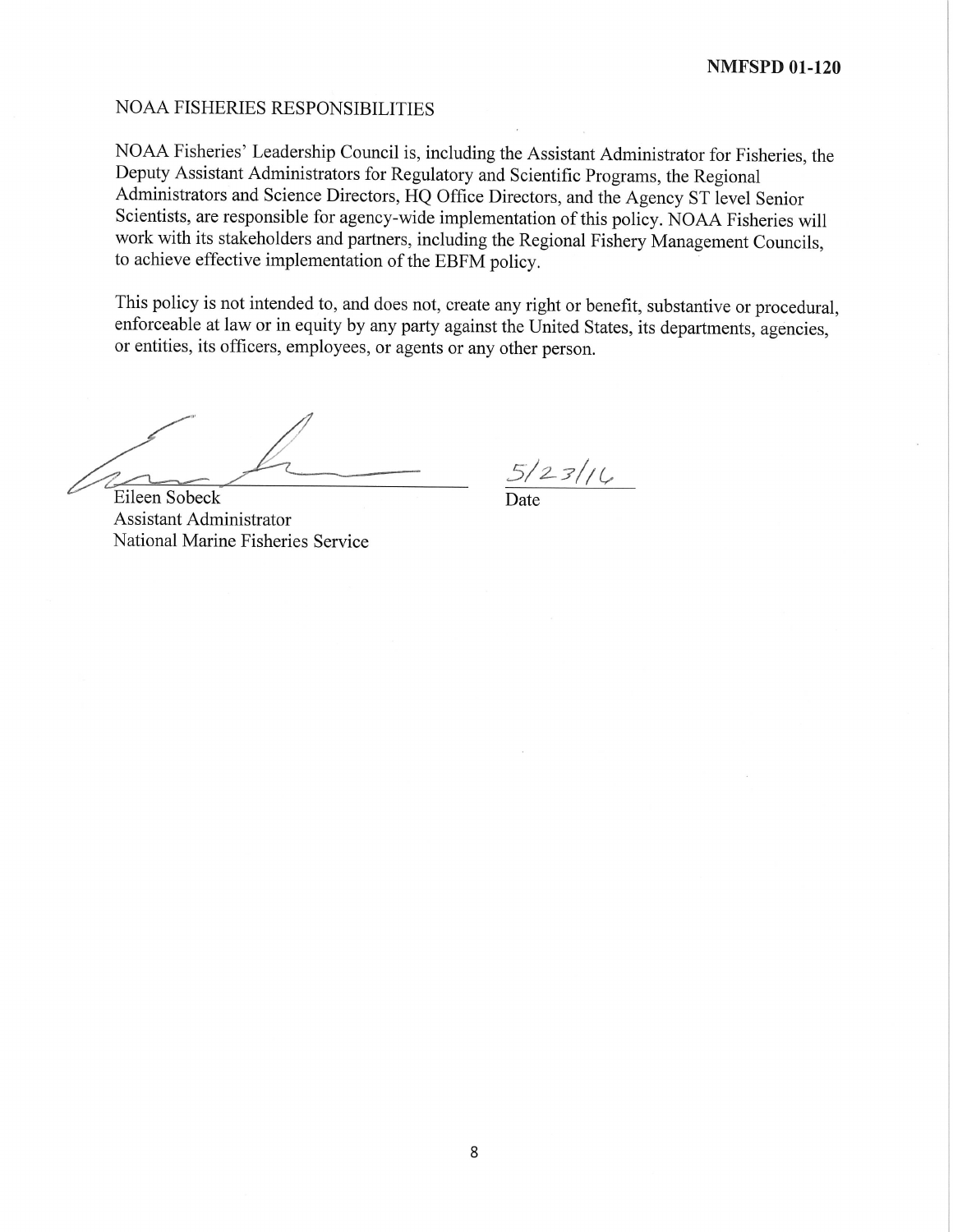## NOAA FISHERIES RESPONSIBILITIES

NOAA Fisheries' Leadership Council is, including the Assistant Administrator for Fisheries, the Deputy Assistant Administrators for Regulatory and Scientific Programs, the Regional Administrators and Science Directors, HQ Office Directors, and the Agency ST level Senior Scientists, are responsible for agency-wide implementation of this policy. NOAA Fisheries will work with its stakeholders and partners, including the Regional Fishery Management Councils, to achieve effective implementation of the EBFM policy.

This policy is not intended to, and does not, create any right or benefit, substantive or procedural, enforceable at law or in equity by any party against the United States, its departments, agencies, or entities, its officers, employees, or agents or any other person.

Eileen Sobeck
Assistant Administrator
National Marine Fisheries Service

5/23/16
Date